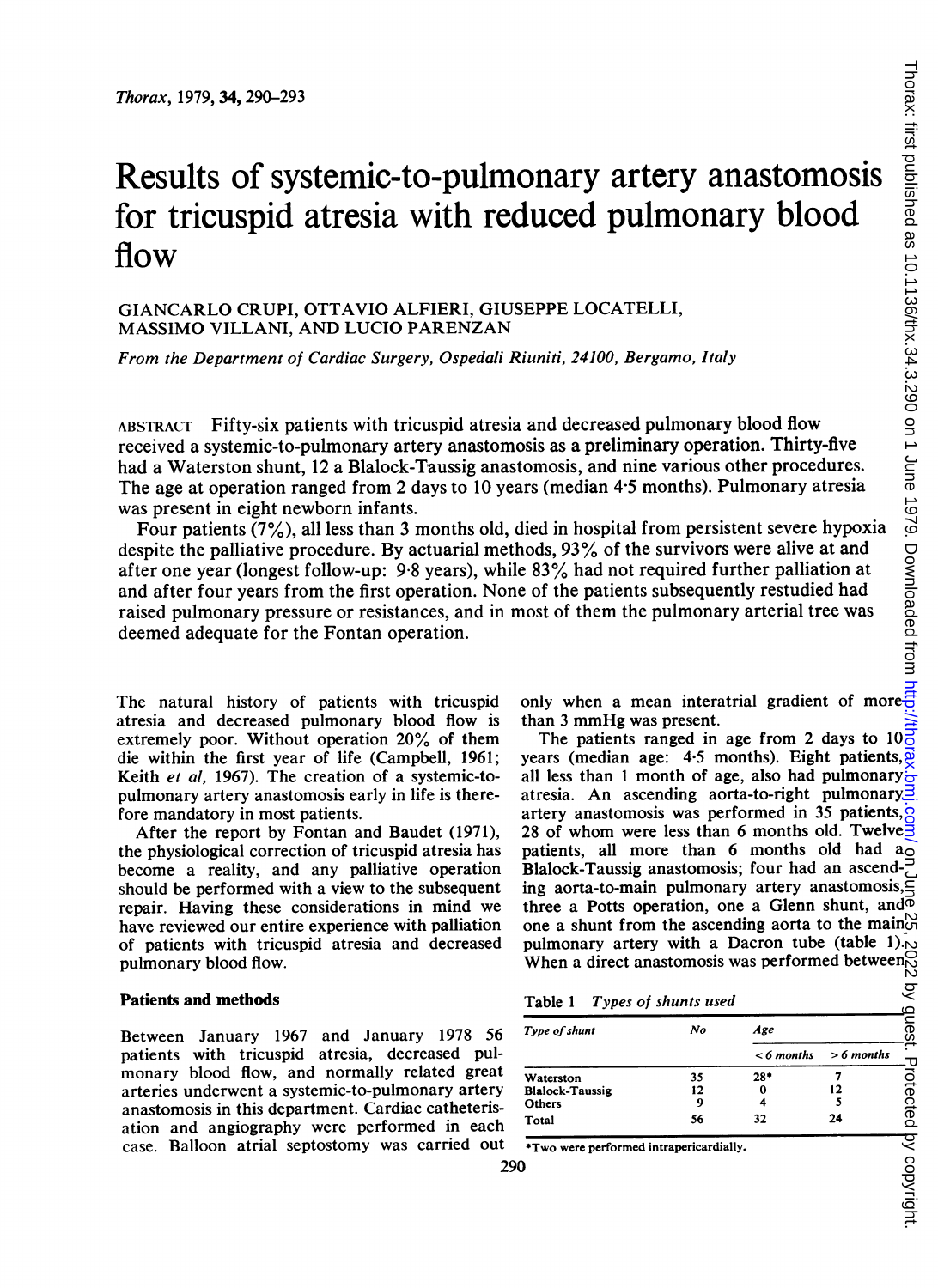# Results of systemic-to-pulmonary artery anastomosis for tricuspid atresia with reduced pulmonary blood flow

GIANCARLO CRUPI, OTTAVIO ALFIERI, GIUSEPPE LOCATELLI, MASSIMO VILLANI, AND LUCIO PARENZAN

*From the Department of Cardiac Surgery, Ospedali Riuniti, 24100, Bergamo, Italy*

ABSTRACT Fifty-six patients with tricuspid atresia and decreased pulmonary blood flow received a systemic-to-pulmonary artery anastomosis as a preliminary operation. Thirty-five had a Waterston shunt, 12 a Blalock-Taussig anastomosis, and nine various other procedures. The age at operation ranged from 2 days to 10 years (median 4·5 months). Pulmonary atresia was present in eight newborn infants.

Four patients (7%), all less than 3 months old, died in hospital from persistent severe hypoxia despite the palliative procedure. By actuarial methods, 93% of the survivors were alive at and after one year (longest follow-up: 9·8 years), while 83% had not required further palliation at and after four years from the first operation. None of the patients subsequently restudied had raised pulmonary pressure or resistances, and in most of them the pulmonary arterial tree was deemed adequate for the Fontan operation.

The natural history of patients with tricuspid atresia and decreased pulmonary blood flow is extremely poor. Without operation 20% of them die within the first year of life (Campbell, 1961; Keith *et al*, 1967). The creation of a systemic-to-pulmonary artery anastomosis early in life is therefore mandatory in most patients.

After the report by Fontan and Baudet (1971), the physiological correction of tricuspid atresia has become a reality, and any palliative operation should be performed with a view to the subsequent repair. Having these considerations in mind we have reviewed our entire experience with palliation of patients with tricuspid atresia and decreased pulmonary blood flow.

## Patients and methods

Between January 1967 and January 1978 56 patients with tricuspid atresia, decreased pulmonary blood flow, and normally related great arteries underwent a systemic-to-pulmonary artery anastomosis in this department. Cardiac catheterisation and angiography were performed in each case. Balloon atrial septostomy was carried out only when a mean interatrial gradient of more than 3 mmHg was present.

The patients ranged in age from 2 days to 10 years (median age: 4·5 months). Eight patients, all less than 1 month of age, also had pulmonary atresia. An ascending aorta-to-right pulmonary artery anastomosis was performed in 35 patients, 28 of whom were less than 6 months old. Twelve patients, all more than 6 months old had a Blalock-Taussig anastomosis; four had an ascending aorta-to-main pulmonary artery anastomosis, three a Potts operation, one a Glenn shunt, and one a shunt from the ascending aorta to the main pulmonary artery with a Dacron tube (table 1). When a direct anastomosis was performed between

Table 1 *Types of shunts used*

| *Type of shunt* | *No* | *Age* | |
|---|---|---|---|
| | | *< 6 months* | *> 6 months* |
| Waterston | 35 | 28* | 7 |
| Blalock-Taussig | 12 | 0 | 12 |
| Others | 9 | 4 | 5 |
| Total | 56 | 32 | 24 |

*Two were performed intrapericardially.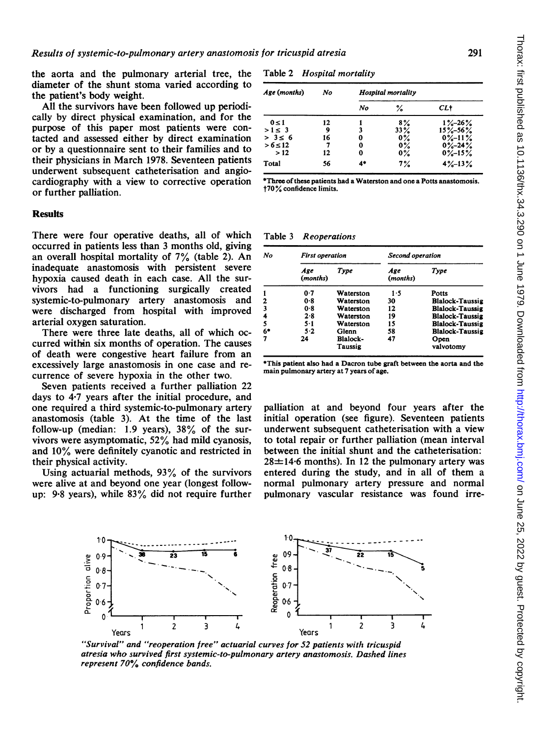the aorta and the pulmonary arterial tree, the diameter of the shunt stoma varied according to the patient's body weight.

All the survivors have been followed up periodically by direct physical examination, and for the purpose of this paper most patients were contacted and assessed either by direct examination or by a questionnaire sent to their families and to their physicians in March 1978. Seventeen patients underwent subsequent catheterisation and angiocardiography with a view to corrective operation or further palliation.

## Results

There were four operative deaths, all of which occurred in patients less than 3 months old, giving an overall hospital mortality of 7% (table 2). An inadequate anastomosis with persistent severe hypoxia caused death in each case. All the survivors had a functioning surgically created systemic-to-pulmonary artery anastomosis and were discharged from hospital with improved arterial oxygen saturation.

There were three late deaths, all of which occurred within six months of operation. The causes of death were congestive heart failure from an excessively large anastomosis in one case and recurrence of severe hypoxia in the other two.

Seven patients received a further palliation 22 days to 4·7 years after the initial procedure, and one required a third systemic-to-pulmonary artery anastomosis (table 3). At the time of the last follow-up (median: 1.9 years), 38% of the survivors were asymptomatic, 52% had mild cyanosis, and 10% were definitely cyanotic and restricted in their physical activity.

Using actuarial methods, 93% of the survivors were alive at and beyond one year (longest follow-up: 9·8 years), while 83% did not require further palliation at and beyond four years after the initial operation (see figure). Seventeen patients underwent subsequent catheterisation with a view to total repair or further palliation (mean interval between the initial shunt and the catheterisation: 28±14·6 months). In 12 the pulmonary artery was entered during the study, and in all of them a normal pulmonary artery pressure and normal pulmonary vascular resistance was found irre-

*Table 2 Hospital mortality*

| Age (months) | No | Hospital mortality | | |
|---|---|---|---|---|
| | | No | % | CL† |
| 0≤1 | 12 | 1 | 8% | 1%–26% |
| >1≤ 3 | 9 | 3 | 33% | 15%–56% |
| > 3≤ 6 | 16 | 0 | 0% | 0%–11% |
| >6≤12 | 7 | 0 | 0% | 0%–24% |
| >12 | 12 | 0 | 0% | 0%–15% |
| Total | 56 | 4* | 7% | 4%–13% |

*Three of these patients had a Waterston and one a Potts anastomosis.
†70% confidence limits.

*Table 3 Reoperations*

| No | First operation | | Second operation | |
|---|---|---|---|---|
| | Age (months) | Type | Age (months) | Type |
| 1 | 0·7 | Waterston | 1·5 | Potts |
| 2 | 0·8 | Waterston | 30 | Blalock-Taussig |
| 3 | 0·8 | Waterston | 12 | Blalock-Taussig |
| 4 | 2·8 | Waterston | 19 | Blalock-Taussig |
| 5 | 5·1 | Waterston | 15 | Blalock-Taussig |
| 6* | 5·2 | Glenn | 58 | Blalock-Taussig |
| 7 | 24 | Blalock-Taussig | 47 | Open valvotomy |

*This patient also had a Dacron tube graft between the aorta and the main pulmonary artery at 7 years of age.

*"Survival" and "reoperation free" actuarial curves for 52 patients with tricuspid atresia who survived first systemic-to-pulmonary artery anastomosis. Dashed lines represent 70% confidence bands.*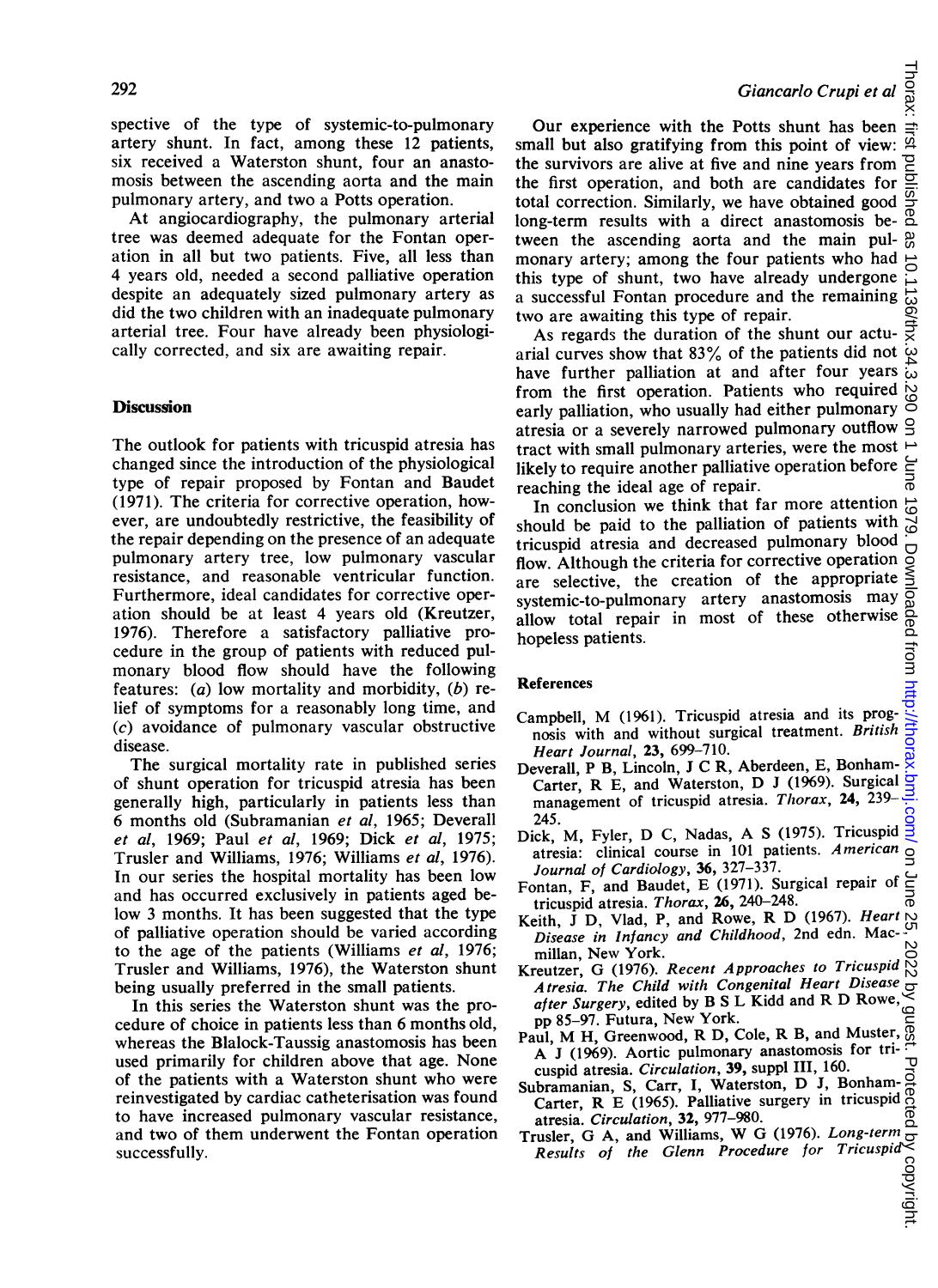spective of the type of systemic-to-pulmonary artery shunt. In fact, among these 12 patients, six received a Waterston shunt, four an anastomosis between the ascending aorta and the main pulmonary artery, and two a Potts operation.

At angiocardiography, the pulmonary arterial tree was deemed adequate for the Fontan operation in all but two patients. Five, all less than 4 years old, needed a second palliative operation despite an adequately sized pulmonary artery as did the two children with an inadequate pulmonary arterial tree. Four have already been physiologically corrected, and six are awaiting repair.

## Discussion

The outlook for patients with tricuspid atresia has changed since the introduction of the physiological type of repair proposed by Fontan and Baudet (1971). The criteria for corrective operation, however, are undoubtedly restrictive, the feasibility of the repair depending on the presence of an adequate pulmonary artery tree, low pulmonary vascular resistance, and reasonable ventricular function. Furthermore, ideal candidates for corrective operation should be at least 4 years old (Kreutzer, 1976). Therefore a satisfactory palliative procedure in the group of patients with reduced pulmonary blood flow should have the following features: (*a*) low mortality and morbidity, (*b*) relief of symptoms for a reasonably long time, and (*c*) avoidance of pulmonary vascular obstructive disease.

The surgical mortality rate in published series of shunt operation for tricuspid atresia has been generally high, particularly in patients less than 6 months old (Subramanian *et al*, 1965; Deverall *et al*, 1969; Paul *et al*, 1969; Dick *et al*, 1975; Trusler and Williams, 1976; Williams *et al*, 1976). In our series the hospital mortality has been low and has occurred exclusively in patients aged below 3 months. It has been suggested that the type of palliative operation should be varied according to the age of the patients (Williams *et al*, 1976; Trusler and Williams, 1976), the Waterston shunt being usually preferred in the small patients.

In this series the Waterston shunt was the procedure of choice in patients less than 6 months old, whereas the Blalock-Taussig anastomosis has been used primarily for children above that age. None of the patients with a Waterston shunt who were reinvestigated by cardiac catheterisation was found to have increased pulmonary vascular resistance, and two of them underwent the Fontan operation successfully.

Our experience with the Potts shunt has been small but also gratifying from this point of view: the survivors are alive at five and nine years from the first operation, and both are candidates for total correction. Similarly, we have obtained good long-term results with a direct anastomosis between the ascending aorta and the main pulmonary artery; among the four patients who had this type of shunt, two have already undergone a successful Fontan procedure and the remaining two are awaiting this type of repair.

As regards the duration of the shunt our actuarial curves show that 83% of the patients did not have further palliation at and after four years from the first operation. Patients who required early palliation, who usually had either pulmonary atresia or a severely narrowed pulmonary outflow tract with small pulmonary arteries, were the most likely to require another palliative operation before reaching the ideal age of repair.

In conclusion we think that far more attention should be paid to the palliation of patients with tricuspid atresia and decreased pulmonary blood flow. Although the criteria for corrective operation are selective, the creation of the appropriate systemic-to-pulmonary artery anastomosis may allow total repair in most of these otherwise hopeless patients.

## References

Campbell, M (1961). Tricuspid atresia and its prognosis with and without surgical treatment. *British Heart Journal*, **23**, 699–710.

Deverall, P B, Lincoln, J C R, Aberdeen, E, Bonham-Carter, R E, and Waterston, D J (1969). Surgical management of tricuspid atresia. *Thorax*, **24**, 239–245.

Dick, M, Fyler, D C, Nadas, A S (1975). Tricuspid atresia: clinical course in 101 patients. *American Journal of Cardiology*, **36**, 327–337.

Fontan, F, and Baudet, E (1971). Surgical repair of tricuspid atresia. *Thorax*, **26**, 240–248.

Keith, J D, Vlad, P, and Rowe, R D (1967). *Heart Disease in Infancy and Childhood*, 2nd edn. Macmillan, New York.

Kreutzer, G (1976). *Recent Approaches to Tricuspid Atresia. The Child with Congenital Heart Disease after Surgery*, edited by B S L Kidd and R D Rowe, pp 85–97. Futura, New York.

Paul, M H, Greenwood, R D, Cole, R B, and Muster, A J (1969). Aortic pulmonary anastomosis for tricuspid atresia. *Circulation*, **39**, suppl III, 160.

Subramanian, S, Carr, I, Waterston, D J, Bonham-Carter, R E (1965). Palliative surgery in tricuspid atresia. *Circulation*, **32**, 977–980.

Trusler, G A, and Williams, W G (1976). *Long-term Results of the Glenn Procedure for Tricuspid*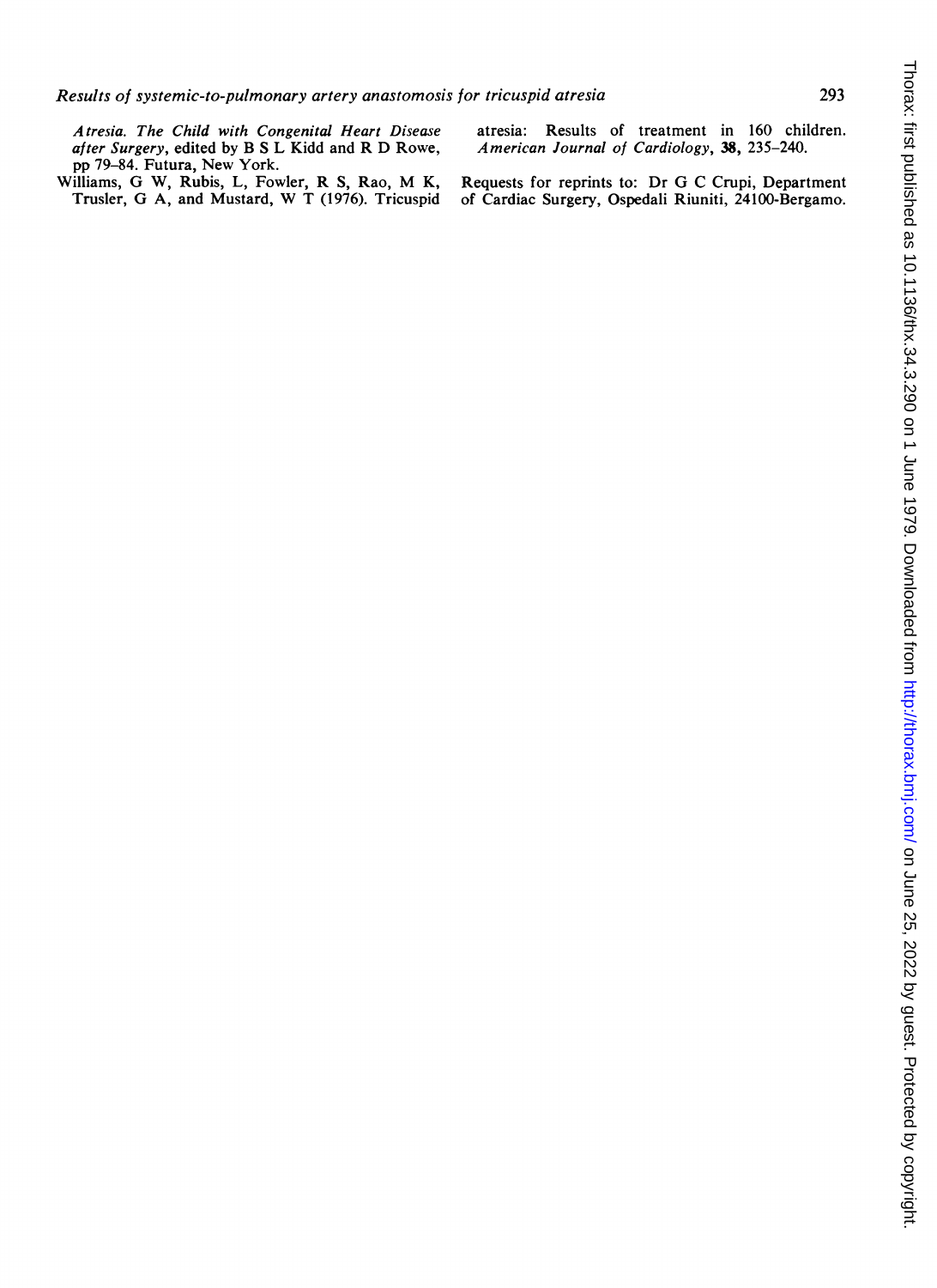*Atresia. The Child with Congenital Heart Disease after Surgery*, edited by B S L Kidd and R D Rowe, pp 79–84. Futura, New York.

Williams, G W, Rubis, L, Fowler, R S, Rao, M K, Trusler, G A, and Mustard, W T (1976). Tricuspid atresia: Results of treatment in 160 children. *American Journal of Cardiology*, **38**, 235–240.

Requests for reprints to: Dr G C Crupi, Department of Cardiac Surgery, Ospedali Riuniti, 24100-Bergamo.